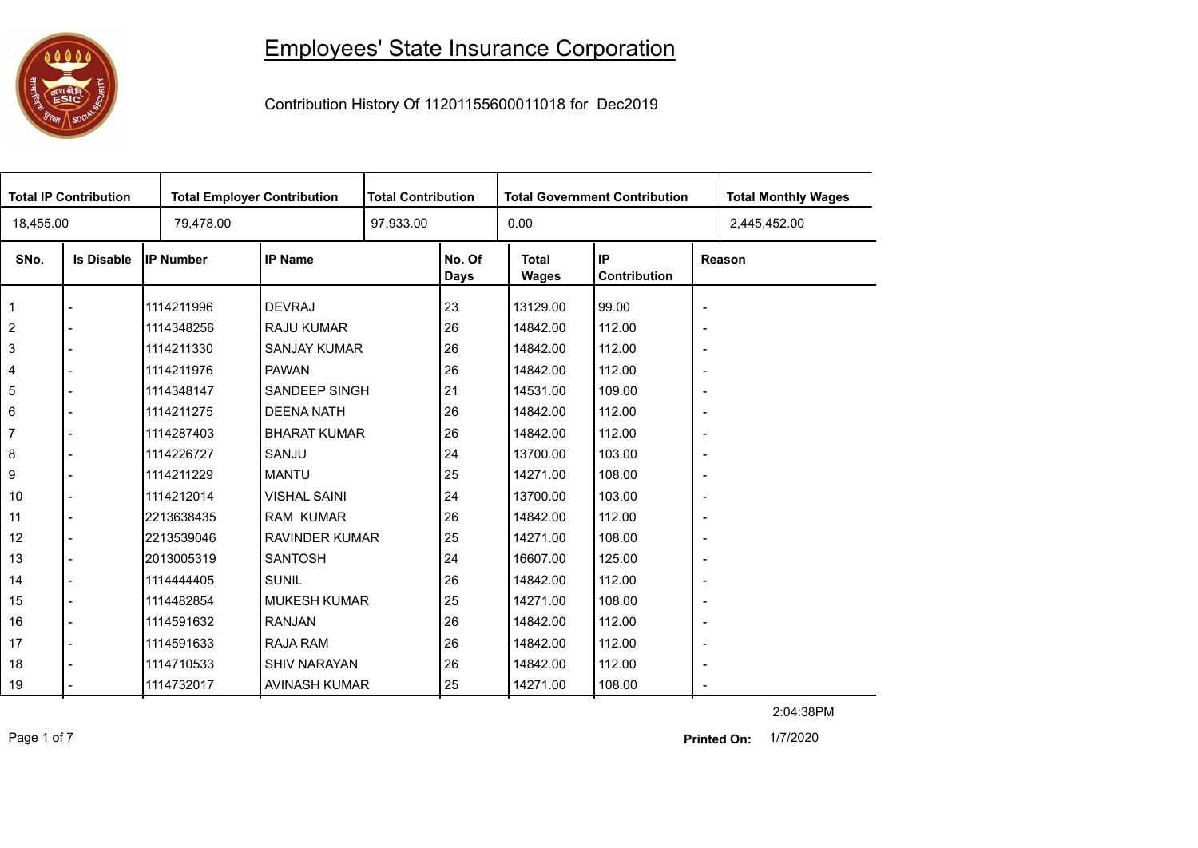# Employees' State Insurance Corporation

Contribution History Of 11201155600011018 for Dec2019

| Total IP Contribution | Total Employer Contribution | Total Contribution | Total Government Contribution | Total Monthly Wages |
|---|---|---|---|---|
| 18,455.00 | 79,478.00 | 97,933.00 | 0.00 | 2,445,452.00 |

| SNo. | Is Disable | IP Number | IP Name | No. Of Days | Total Wages | IP Contribution | Reason |
|---|---|---|---|---|---|---|---|
| 1 | - | 1114211996 | DEVRAJ | 23 | 13129.00 | 99.00 | - |
| 2 | - | 1114348256 | RAJU KUMAR | 26 | 14842.00 | 112.00 | - |
| 3 | - | 1114211330 | SANJAY KUMAR | 26 | 14842.00 | 112.00 | - |
| 4 | - | 1114211976 | PAWAN | 26 | 14842.00 | 112.00 | - |
| 5 | - | 1114348147 | SANDEEP SINGH | 21 | 14531.00 | 109.00 | - |
| 6 | - | 1114211275 | DEENA NATH | 26 | 14842.00 | 112.00 | - |
| 7 | - | 1114287403 | BHARAT KUMAR | 26 | 14842.00 | 112.00 | - |
| 8 | - | 1114226727 | SANJU | 24 | 13700.00 | 103.00 | - |
| 9 | - | 1114211229 | MANTU | 25 | 14271.00 | 108.00 | - |
| 10 | - | 1114212014 | VISHAL SAINI | 24 | 13700.00 | 103.00 | - |
| 11 | - | 2213638435 | RAM KUMAR | 26 | 14842.00 | 112.00 | - |
| 12 | - | 2213539046 | RAVINDER KUMAR | 25 | 14271.00 | 108.00 | - |
| 13 | - | 2013005319 | SANTOSH | 24 | 16607.00 | 125.00 | - |
| 14 | - | 1114444405 | SUNIL | 26 | 14842.00 | 112.00 | - |
| 15 | - | 1114482854 | MUKESH KUMAR | 25 | 14271.00 | 108.00 | - |
| 16 | - | 1114591632 | RANJAN | 26 | 14842.00 | 112.00 | - |
| 17 | - | 1114591633 | RAJA RAM | 26 | 14842.00 | 112.00 | - |
| 18 | - | 1114710533 | SHIV NARAYAN | 26 | 14842.00 | 112.00 | - |
| 19 | - | 1114732017 | AVINASH KUMAR | 25 | 14271.00 | 108.00 | - |

2:04:38PM

**Printed On:** 1/7/2020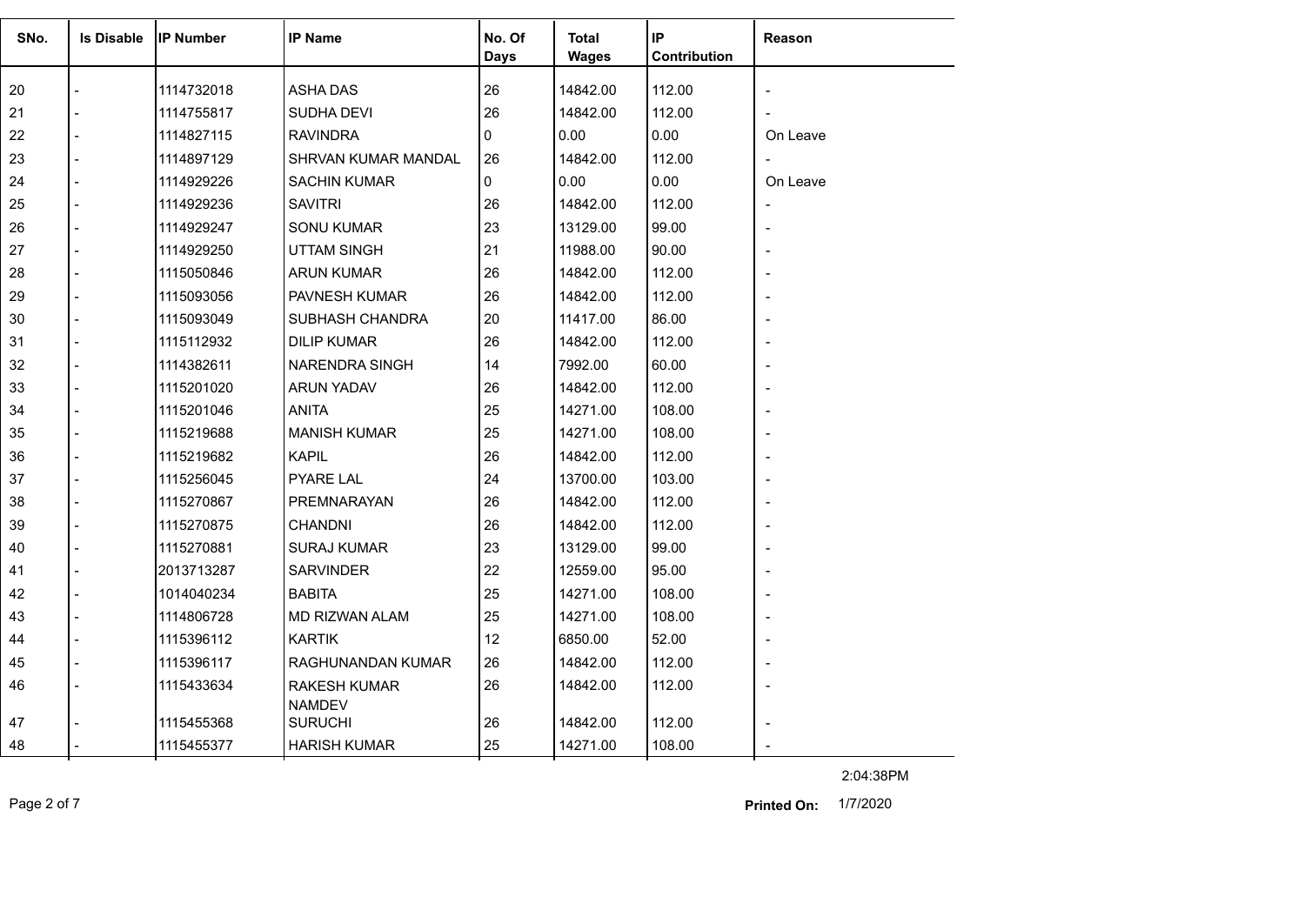| SNo. | Is Disable | IP Number | IP Name | No. Of Days | Total Wages | IP Contribution | Reason |
|---|---|---|---|---|---|---|---|
| 20 | - | 1114732018 | ASHA DAS | 26 | 14842.00 | 112.00 | - |
| 21 | - | 1114755817 | SUDHA DEVI | 26 | 14842.00 | 112.00 | - |
| 22 | - | 1114827115 | RAVINDRA | 0 | 0.00 | 0.00 | On Leave |
| 23 | - | 1114897129 | SHRVAN KUMAR MANDAL | 26 | 14842.00 | 112.00 | - |
| 24 | - | 1114929226 | SACHIN KUMAR | 0 | 0.00 | 0.00 | On Leave |
| 25 | - | 1114929236 | SAVITRI | 26 | 14842.00 | 112.00 | - |
| 26 | - | 1114929247 | SONU KUMAR | 23 | 13129.00 | 99.00 | - |
| 27 | - | 1114929250 | UTTAM SINGH | 21 | 11988.00 | 90.00 | - |
| 28 | - | 1115050846 | ARUN KUMAR | 26 | 14842.00 | 112.00 | - |
| 29 | - | 1115093056 | PAVNESH KUMAR | 26 | 14842.00 | 112.00 | - |
| 30 | - | 1115093049 | SUBHASH CHANDRA | 20 | 11417.00 | 86.00 | - |
| 31 | - | 1115112932 | DILIP KUMAR | 26 | 14842.00 | 112.00 | - |
| 32 | - | 1114382611 | NARENDRA SINGH | 14 | 7992.00 | 60.00 | - |
| 33 | - | 1115201020 | ARUN YADAV | 26 | 14842.00 | 112.00 | - |
| 34 | - | 1115201046 | ANITA | 25 | 14271.00 | 108.00 | - |
| 35 | - | 1115219688 | MANISH KUMAR | 25 | 14271.00 | 108.00 | - |
| 36 | - | 1115219682 | KAPIL | 26 | 14842.00 | 112.00 | - |
| 37 | - | 1115256045 | PYARE LAL | 24 | 13700.00 | 103.00 | - |
| 38 | - | 1115270867 | PREMNARAYAN | 26 | 14842.00 | 112.00 | - |
| 39 | - | 1115270875 | CHANDNI | 26 | 14842.00 | 112.00 | - |
| 40 | - | 1115270881 | SURAJ KUMAR | 23 | 13129.00 | 99.00 | - |
| 41 | - | 2013713287 | SARVINDER | 22 | 12559.00 | 95.00 | - |
| 42 | - | 1014040234 | BABITA | 25 | 14271.00 | 108.00 | - |
| 43 | - | 1114806728 | MD RIZWAN ALAM | 25 | 14271.00 | 108.00 | - |
| 44 | - | 1115396112 | KARTIK | 12 | 6850.00 | 52.00 | - |
| 45 | - | 1115396117 | RAGHUNANDAN KUMAR | 26 | 14842.00 | 112.00 | - |
| 46 | - | 1115433634 | RAKESH KUMAR NAMDEV | 26 | 14842.00 | 112.00 | - |
| 47 | - | 1115455368 | SURUCHI | 26 | 14842.00 | 112.00 | - |
| 48 | - | 1115455377 | HARISH KUMAR | 25 | 14271.00 | 108.00 | - |

2:04:38PM

**Printed On:** 1/7/2020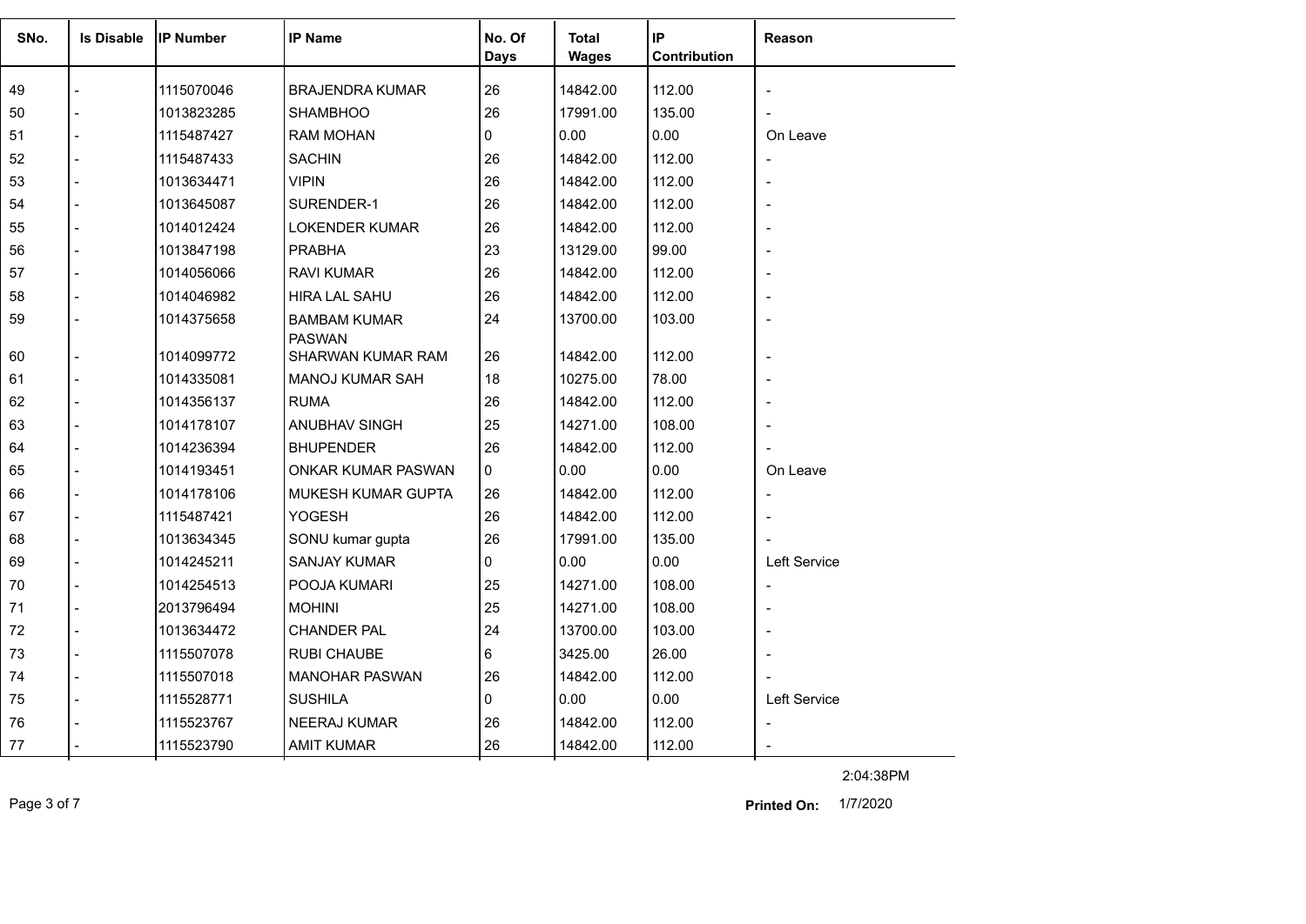| SNo. | Is Disable | IP Number | IP Name | No. Of Days | Total Wages | IP Contribution | Reason |
|---|---|---|---|---|---|---|---|
| 49 | - | 1115070046 | BRAJENDRA KUMAR | 26 | 14842.00 | 112.00 | - |
| 50 | - | 1013823285 | SHAMBHOO | 26 | 17991.00 | 135.00 | - |
| 51 | - | 1115487427 | RAM MOHAN | 0 | 0.00 | 0.00 | On Leave |
| 52 | - | 1115487433 | SACHIN | 26 | 14842.00 | 112.00 | - |
| 53 | - | 1013634471 | VIPIN | 26 | 14842.00 | 112.00 | - |
| 54 | - | 1013645087 | SURENDER-1 | 26 | 14842.00 | 112.00 | - |
| 55 | - | 1014012424 | LOKENDER KUMAR | 26 | 14842.00 | 112.00 | - |
| 56 | - | 1013847198 | PRABHA | 23 | 13129.00 | 99.00 | - |
| 57 | - | 1014056066 | RAVI KUMAR | 26 | 14842.00 | 112.00 | - |
| 58 | - | 1014046982 | HIRA LAL SAHU | 26 | 14842.00 | 112.00 | - |
| 59 | - | 1014375658 | BAMBAM KUMAR PASWAN | 24 | 13700.00 | 103.00 | - |
| 60 | - | 1014099772 | SHARWAN KUMAR RAM | 26 | 14842.00 | 112.00 | - |
| 61 | - | 1014335081 | MANOJ KUMAR SAH | 18 | 10275.00 | 78.00 | - |
| 62 | - | 1014356137 | RUMA | 26 | 14842.00 | 112.00 | - |
| 63 | - | 1014178107 | ANUBHAV SINGH | 25 | 14271.00 | 108.00 | - |
| 64 | - | 1014236394 | BHUPENDER | 26 | 14842.00 | 112.00 | - |
| 65 | - | 1014193451 | ONKAR KUMAR PASWAN | 0 | 0.00 | 0.00 | On Leave |
| 66 | - | 1014178106 | MUKESH KUMAR GUPTA | 26 | 14842.00 | 112.00 | - |
| 67 | - | 1115487421 | YOGESH | 26 | 14842.00 | 112.00 | - |
| 68 | - | 1013634345 | SONU kumar gupta | 26 | 17991.00 | 135.00 | - |
| 69 | - | 1014245211 | SANJAY KUMAR | 0 | 0.00 | 0.00 | Left Service |
| 70 | - | 1014254513 | POOJA KUMARI | 25 | 14271.00 | 108.00 | - |
| 71 | - | 2013796494 | MOHINI | 25 | 14271.00 | 108.00 | - |
| 72 | - | 1013634472 | CHANDER PAL | 24 | 13700.00 | 103.00 | - |
| 73 | - | 1115507078 | RUBI CHAUBE | 6 | 3425.00 | 26.00 | - |
| 74 | - | 1115507018 | MANOHAR PASWAN | 26 | 14842.00 | 112.00 | - |
| 75 | - | 1115528771 | SUSHILA | 0 | 0.00 | 0.00 | Left Service |
| 76 | - | 1115523767 | NEERAJ KUMAR | 26 | 14842.00 | 112.00 | - |
| 77 | - | 1115523790 | AMIT KUMAR | 26 | 14842.00 | 112.00 | - |

2:04:38PM

**Printed On:** 1/7/2020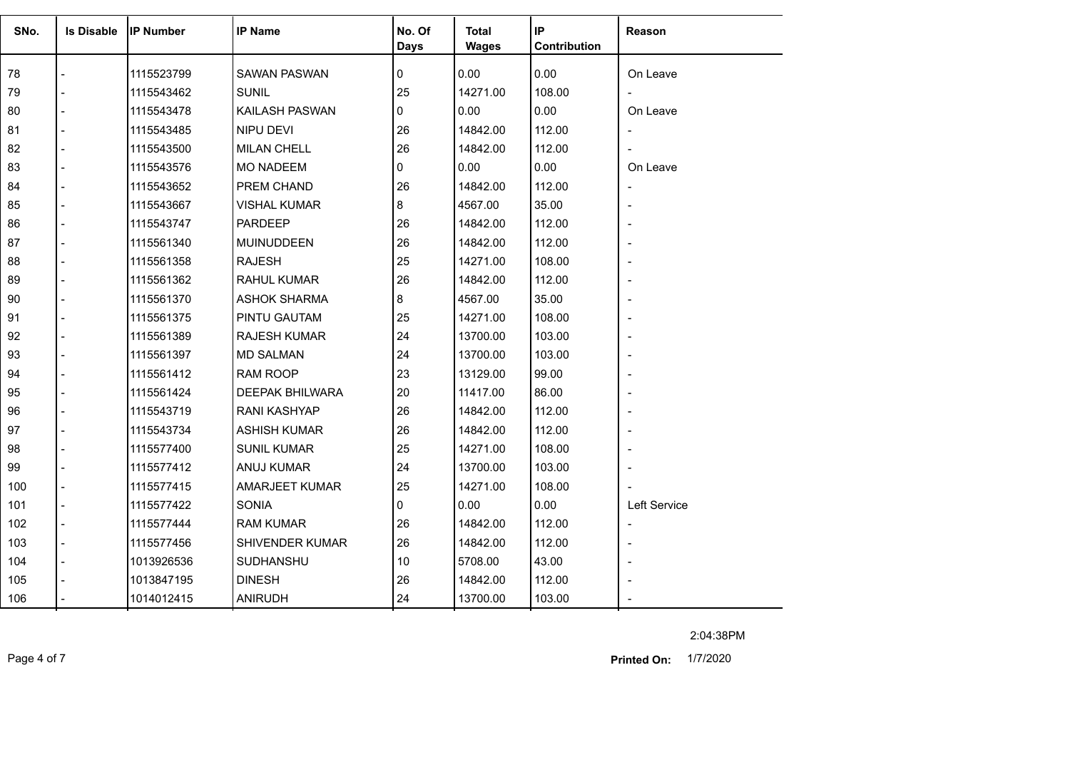| SNo. | Is Disable | IP Number | IP Name | No. Of Days | Total Wages | IP Contribution | Reason |
|---|---|---|---|---|---|---|---|
| 78 | - | 1115523799 | SAWAN PASWAN | 0 | 0.00 | 0.00 | On Leave |
| 79 | - | 1115543462 | SUNIL | 25 | 14271.00 | 108.00 | - |
| 80 | - | 1115543478 | KAILASH PASWAN | 0 | 0.00 | 0.00 | On Leave |
| 81 | - | 1115543485 | NIPU DEVI | 26 | 14842.00 | 112.00 | - |
| 82 | - | 1115543500 | MILAN CHELL | 26 | 14842.00 | 112.00 | - |
| 83 | - | 1115543576 | MO NADEEM | 0 | 0.00 | 0.00 | On Leave |
| 84 | - | 1115543652 | PREM CHAND | 26 | 14842.00 | 112.00 | - |
| 85 | - | 1115543667 | VISHAL KUMAR | 8 | 4567.00 | 35.00 | - |
| 86 | - | 1115543747 | PARDEEP | 26 | 14842.00 | 112.00 | - |
| 87 | - | 1115561340 | MUINUDDEEN | 26 | 14842.00 | 112.00 | - |
| 88 | - | 1115561358 | RAJESH | 25 | 14271.00 | 108.00 | - |
| 89 | - | 1115561362 | RAHUL KUMAR | 26 | 14842.00 | 112.00 | - |
| 90 | - | 1115561370 | ASHOK SHARMA | 8 | 4567.00 | 35.00 | - |
| 91 | - | 1115561375 | PINTU GAUTAM | 25 | 14271.00 | 108.00 | - |
| 92 | - | 1115561389 | RAJESH KUMAR | 24 | 13700.00 | 103.00 | - |
| 93 | - | 1115561397 | MD SALMAN | 24 | 13700.00 | 103.00 | - |
| 94 | - | 1115561412 | RAM ROOP | 23 | 13129.00 | 99.00 | - |
| 95 | - | 1115561424 | DEEPAK BHILWARA | 20 | 11417.00 | 86.00 | - |
| 96 | - | 1115543719 | RANI KASHYAP | 26 | 14842.00 | 112.00 | - |
| 97 | - | 1115543734 | ASHISH KUMAR | 26 | 14842.00 | 112.00 | - |
| 98 | - | 1115577400 | SUNIL KUMAR | 25 | 14271.00 | 108.00 | - |
| 99 | - | 1115577412 | ANUJ KUMAR | 24 | 13700.00 | 103.00 | - |
| 100 | - | 1115577415 | AMARJEET KUMAR | 25 | 14271.00 | 108.00 | - |
| 101 | - | 1115577422 | SONIA | 0 | 0.00 | 0.00 | Left Service |
| 102 | - | 1115577444 | RAM KUMAR | 26 | 14842.00 | 112.00 | - |
| 103 | - | 1115577456 | SHIVENDER KUMAR | 26 | 14842.00 | 112.00 | - |
| 104 | - | 1013926536 | SUDHANSHU | 10 | 5708.00 | 43.00 | - |
| 105 | - | 1013847195 | DINESH | 26 | 14842.00 | 112.00 | - |
| 106 | - | 1014012415 | ANIRUDH | 24 | 13700.00 | 103.00 | - |

2:04:38PM

**Printed On:** 1/7/2020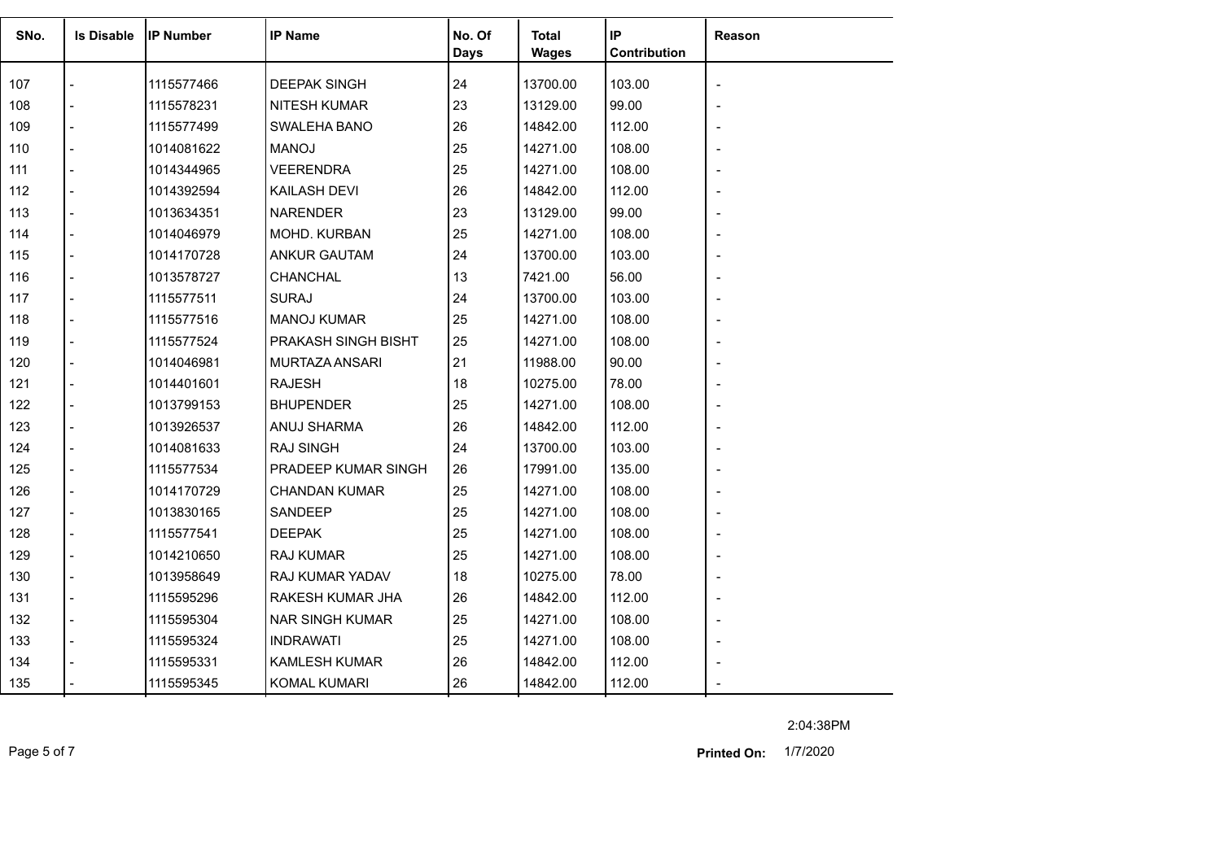| SNo. | Is Disable | IP Number | IP Name | No. Of Days | Total Wages | IP Contribution | Reason |
|---|---|---|---|---|---|---|---|
| 107 | - | 1115577466 | DEEPAK SINGH | 24 | 13700.00 | 103.00 | - |
| 108 | - | 1115578231 | NITESH KUMAR | 23 | 13129.00 | 99.00 | - |
| 109 | - | 1115577499 | SWALEHA BANO | 26 | 14842.00 | 112.00 | - |
| 110 | - | 1014081622 | MANOJ | 25 | 14271.00 | 108.00 | - |
| 111 | - | 1014344965 | VEERENDRA | 25 | 14271.00 | 108.00 | - |
| 112 | - | 1014392594 | KAILASH DEVI | 26 | 14842.00 | 112.00 | - |
| 113 | - | 1013634351 | NARENDER | 23 | 13129.00 | 99.00 | - |
| 114 | - | 1014046979 | MOHD. KURBAN | 25 | 14271.00 | 108.00 | - |
| 115 | - | 1014170728 | ANKUR GAUTAM | 24 | 13700.00 | 103.00 | - |
| 116 | - | 1013578727 | CHANCHAL | 13 | 7421.00 | 56.00 | - |
| 117 | - | 1115577511 | SURAJ | 24 | 13700.00 | 103.00 | - |
| 118 | - | 1115577516 | MANOJ KUMAR | 25 | 14271.00 | 108.00 | - |
| 119 | - | 1115577524 | PRAKASH SINGH BISHT | 25 | 14271.00 | 108.00 | - |
| 120 | - | 1014046981 | MURTAZA ANSARI | 21 | 11988.00 | 90.00 | - |
| 121 | - | 1014401601 | RAJESH | 18 | 10275.00 | 78.00 | - |
| 122 | - | 1013799153 | BHUPENDER | 25 | 14271.00 | 108.00 | - |
| 123 | - | 1013926537 | ANUJ SHARMA | 26 | 14842.00 | 112.00 | - |
| 124 | - | 1014081633 | RAJ SINGH | 24 | 13700.00 | 103.00 | - |
| 125 | - | 1115577534 | PRADEEP KUMAR SINGH | 26 | 17991.00 | 135.00 | - |
| 126 | - | 1014170729 | CHANDAN KUMAR | 25 | 14271.00 | 108.00 | - |
| 127 | - | 1013830165 | SANDEEP | 25 | 14271.00 | 108.00 | - |
| 128 | - | 1115577541 | DEEPAK | 25 | 14271.00 | 108.00 | - |
| 129 | - | 1014210650 | RAJ KUMAR | 25 | 14271.00 | 108.00 | - |
| 130 | - | 1013958649 | RAJ KUMAR YADAV | 18 | 10275.00 | 78.00 | - |
| 131 | - | 1115595296 | RAKESH KUMAR JHA | 26 | 14842.00 | 112.00 | - |
| 132 | - | 1115595304 | NAR SINGH KUMAR | 25 | 14271.00 | 108.00 | - |
| 133 | - | 1115595324 | INDRAWATI | 25 | 14271.00 | 108.00 | - |
| 134 | - | 1115595331 | KAMLESH KUMAR | 26 | 14842.00 | 112.00 | - |
| 135 | - | 1115595345 | KOMAL KUMARI | 26 | 14842.00 | 112.00 | - |

2:04:38PM

**Printed On:** 1/7/2020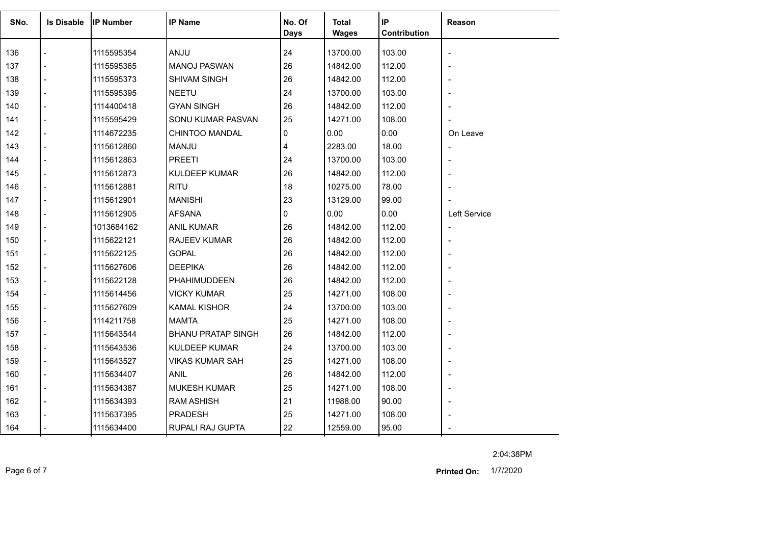| SNo. | Is Disable | IP Number | IP Name | No. Of Days | Total Wages | IP Contribution | Reason |
|---|---|---|---|---|---|---|---|
| 136 | - | 1115595354 | ANJU | 24 | 13700.00 | 103.00 | - |
| 137 | - | 1115595365 | MANOJ PASWAN | 26 | 14842.00 | 112.00 | - |
| 138 | - | 1115595373 | SHIVAM SINGH | 26 | 14842.00 | 112.00 | - |
| 139 | - | 1115595395 | NEETU | 24 | 13700.00 | 103.00 | - |
| 140 | - | 1114400418 | GYAN SINGH | 26 | 14842.00 | 112.00 | - |
| 141 | - | 1115595429 | SONU KUMAR PASVAN | 25 | 14271.00 | 108.00 | - |
| 142 | - | 1114672235 | CHINTOO MANDAL | 0 | 0.00 | 0.00 | On Leave |
| 143 | - | 1115612860 | MANJU | 4 | 2283.00 | 18.00 | - |
| 144 | - | 1115612863 | PREETI | 24 | 13700.00 | 103.00 | - |
| 145 | - | 1115612873 | KULDEEP KUMAR | 26 | 14842.00 | 112.00 | - |
| 146 | - | 1115612881 | RITU | 18 | 10275.00 | 78.00 | - |
| 147 | - | 1115612901 | MANISHI | 23 | 13129.00 | 99.00 | - |
| 148 | - | 1115612905 | AFSANA | 0 | 0.00 | 0.00 | Left Service |
| 149 | - | 1013684162 | ANIL KUMAR | 26 | 14842.00 | 112.00 | - |
| 150 | - | 1115622121 | RAJEEV KUMAR | 26 | 14842.00 | 112.00 | - |
| 151 | - | 1115622125 | GOPAL | 26 | 14842.00 | 112.00 | - |
| 152 | - | 1115627606 | DEEPIKA | 26 | 14842.00 | 112.00 | - |
| 153 | - | 1115622128 | PHAHIMUDDEEN | 26 | 14842.00 | 112.00 | - |
| 154 | - | 1115614456 | VICKY KUMAR | 25 | 14271.00 | 108.00 | - |
| 155 | - | 1115627609 | KAMAL KISHOR | 24 | 13700.00 | 103.00 | - |
| 156 | - | 1114211758 | MAMTA | 25 | 14271.00 | 108.00 | - |
| 157 | - | 1115643544 | BHANU PRATAP SINGH | 26 | 14842.00 | 112.00 | - |
| 158 | - | 1115643536 | KULDEEP KUMAR | 24 | 13700.00 | 103.00 | - |
| 159 | - | 1115643527 | VIKAS KUMAR SAH | 25 | 14271.00 | 108.00 | - |
| 160 | - | 1115634407 | ANIL | 26 | 14842.00 | 112.00 | - |
| 161 | - | 1115634387 | MUKESH KUMAR | 25 | 14271.00 | 108.00 | - |
| 162 | - | 1115634393 | RAM ASHISH | 21 | 11988.00 | 90.00 | - |
| 163 | - | 1115637395 | PRADESH | 25 | 14271.00 | 108.00 | - |
| 164 | - | 1115634400 | RUPALI RAJ GUPTA | 22 | 12559.00 | 95.00 | - |

2:04:38PM

**Printed On:** 1/7/2020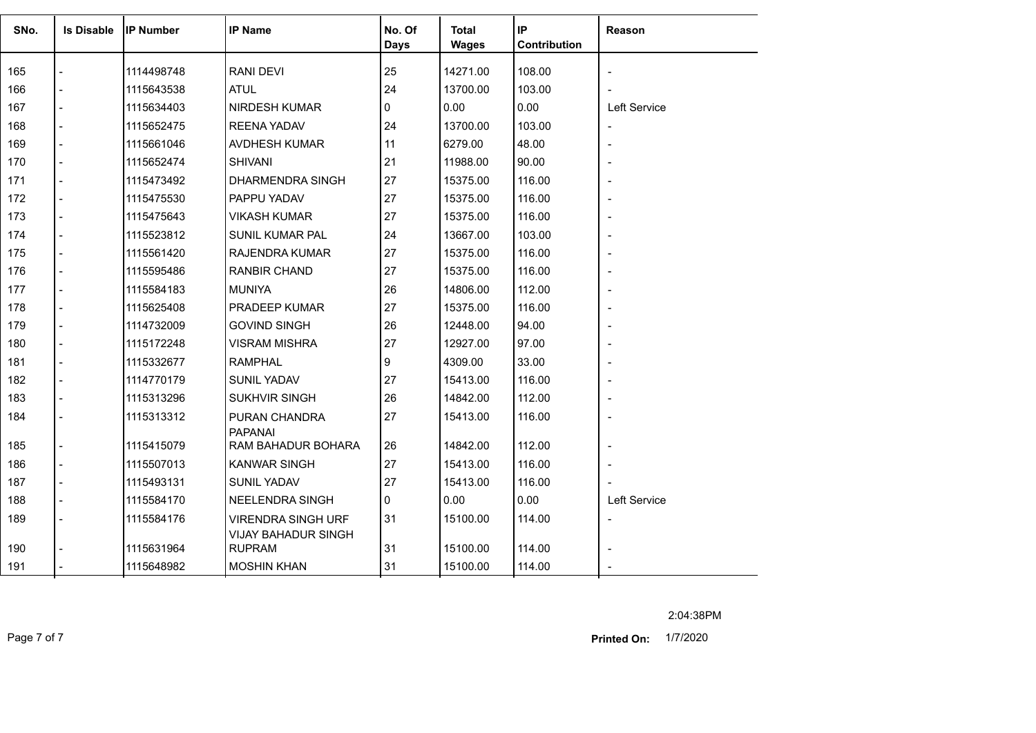| SNo. | Is Disable | IP Number | IP Name | No. Of Days | Total Wages | IP Contribution | Reason |
|---|---|---|---|---|---|---|---|
| 165 | - | 1114498748 | RANI DEVI | 25 | 14271.00 | 108.00 | - |
| 166 | - | 1115643538 | ATUL | 24 | 13700.00 | 103.00 | - |
| 167 | - | 1115634403 | NIRDESH KUMAR | 0 | 0.00 | 0.00 | Left Service |
| 168 | - | 1115652475 | REENA YADAV | 24 | 13700.00 | 103.00 | - |
| 169 | - | 1115661046 | AVDHESH KUMAR | 11 | 6279.00 | 48.00 | - |
| 170 | - | 1115652474 | SHIVANI | 21 | 11988.00 | 90.00 | - |
| 171 | - | 1115473492 | DHARMENDRA SINGH | 27 | 15375.00 | 116.00 | - |
| 172 | - | 1115475530 | PAPPU YADAV | 27 | 15375.00 | 116.00 | - |
| 173 | - | 1115475643 | VIKASH KUMAR | 27 | 15375.00 | 116.00 | - |
| 174 | - | 1115523812 | SUNIL KUMAR PAL | 24 | 13667.00 | 103.00 | - |
| 175 | - | 1115561420 | RAJENDRA KUMAR | 27 | 15375.00 | 116.00 | - |
| 176 | - | 1115595486 | RANBIR CHAND | 27 | 15375.00 | 116.00 | - |
| 177 | - | 1115584183 | MUNIYA | 26 | 14806.00 | 112.00 | - |
| 178 | - | 1115625408 | PRADEEP KUMAR | 27 | 15375.00 | 116.00 | - |
| 179 | - | 1114732009 | GOVIND SINGH | 26 | 12448.00 | 94.00 | - |
| 180 | - | 1115172248 | VISRAM MISHRA | 27 | 12927.00 | 97.00 | - |
| 181 | - | 1115332677 | RAMPHAL | 9 | 4309.00 | 33.00 | - |
| 182 | - | 1114770179 | SUNIL YADAV | 27 | 15413.00 | 116.00 | - |
| 183 | - | 1115313296 | SUKHVIR SINGH | 26 | 14842.00 | 112.00 | - |
| 184 | - | 1115313312 | PURAN CHANDRA PAPANAI | 27 | 15413.00 | 116.00 | - |
| 185 | - | 1115415079 | RAM BAHADUR BOHARA | 26 | 14842.00 | 112.00 | - |
| 186 | - | 1115507013 | KANWAR SINGH | 27 | 15413.00 | 116.00 | - |
| 187 | - | 1115493131 | SUNIL YADAV | 27 | 15413.00 | 116.00 | - |
| 188 | - | 1115584170 | NEELENDRA SINGH | 0 | 0.00 | 0.00 | Left Service |
| 189 | - | 1115584176 | VIRENDRA SINGH URF | 31 | 15100.00 | 114.00 | - |
| 190 | - | 1115631964 | VIJAY BAHADUR SINGH RUPRAM | 31 | 15100.00 | 114.00 | - |
| 191 | - | 1115648982 | MOSHIN KHAN | 31 | 15100.00 | 114.00 | - |

2:04:38PM

**Printed On:** 1/7/2020